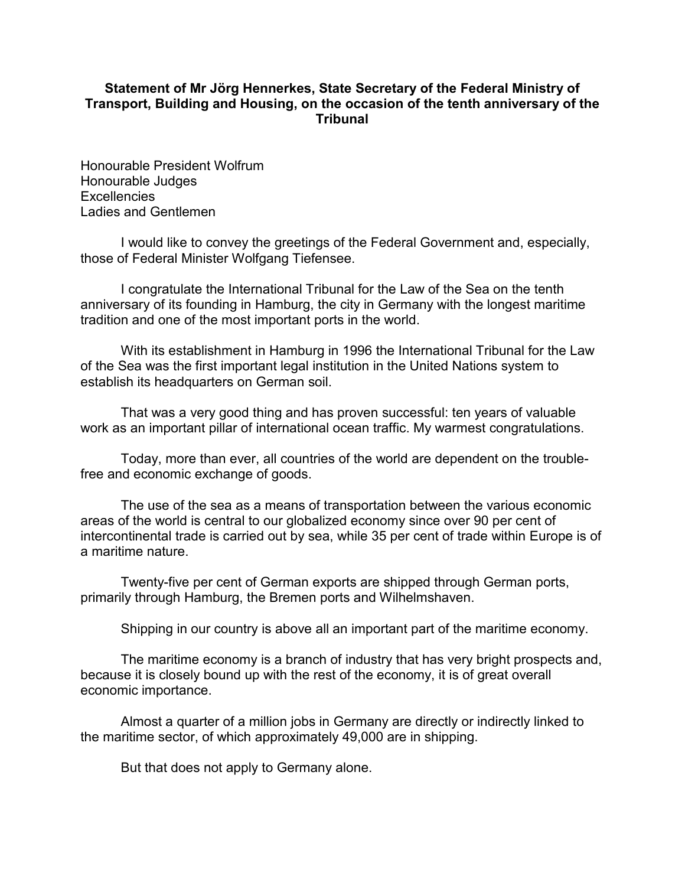**Statement of Mr Jörg Hennerkes, State Secretary of the Federal Ministry of Transport, Building and Housing, on the occasion of the tenth anniversary of the Tribunal**

Honourable President Wolfrum
Honourable Judges
Excellencies
Ladies and Gentlemen

I would like to convey the greetings of the Federal Government and, especially, those of Federal Minister Wolfgang Tiefensee.

I congratulate the International Tribunal for the Law of the Sea on the tenth anniversary of its founding in Hamburg, the city in Germany with the longest maritime tradition and one of the most important ports in the world.

With its establishment in Hamburg in 1996 the International Tribunal for the Law of the Sea was the first important legal institution in the United Nations system to establish its headquarters on German soil.

That was a very good thing and has proven successful: ten years of valuable work as an important pillar of international ocean traffic. My warmest congratulations.

Today, more than ever, all countries of the world are dependent on the trouble-free and economic exchange of goods.

The use of the sea as a means of transportation between the various economic areas of the world is central to our globalized economy since over 90 per cent of intercontinental trade is carried out by sea, while 35 per cent of trade within Europe is of a maritime nature.

Twenty-five per cent of German exports are shipped through German ports, primarily through Hamburg, the Bremen ports and Wilhelmshaven.

Shipping in our country is above all an important part of the maritime economy.

The maritime economy is a branch of industry that has very bright prospects and, because it is closely bound up with the rest of the economy, it is of great overall economic importance.

Almost a quarter of a million jobs in Germany are directly or indirectly linked to the maritime sector, of which approximately 49,000 are in shipping.

But that does not apply to Germany alone.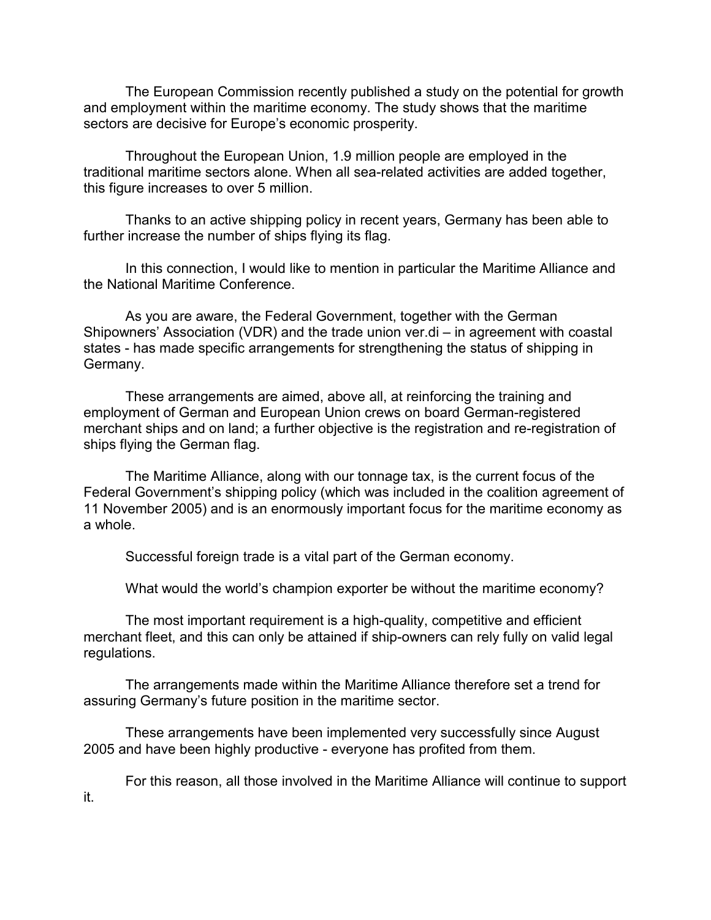The European Commission recently published a study on the potential for growth and employment within the maritime economy. The study shows that the maritime sectors are decisive for Europe's economic prosperity.

Throughout the European Union, 1.9 million people are employed in the traditional maritime sectors alone. When all sea-related activities are added together, this figure increases to over 5 million.

Thanks to an active shipping policy in recent years, Germany has been able to further increase the number of ships flying its flag.

In this connection, I would like to mention in particular the Maritime Alliance and the National Maritime Conference.

As you are aware, the Federal Government, together with the German Shipowners' Association (VDR) and the trade union ver.di – in agreement with coastal states - has made specific arrangements for strengthening the status of shipping in Germany.

These arrangements are aimed, above all, at reinforcing the training and employment of German and European Union crews on board German-registered merchant ships and on land; a further objective is the registration and re-registration of ships flying the German flag.

The Maritime Alliance, along with our tonnage tax, is the current focus of the Federal Government's shipping policy (which was included in the coalition agreement of 11 November 2005) and is an enormously important focus for the maritime economy as a whole.

Successful foreign trade is a vital part of the German economy.

What would the world's champion exporter be without the maritime economy?

The most important requirement is a high-quality, competitive and efficient merchant fleet, and this can only be attained if ship-owners can rely fully on valid legal regulations.

The arrangements made within the Maritime Alliance therefore set a trend for assuring Germany's future position in the maritime sector.

These arrangements have been implemented very successfully since August 2005 and have been highly productive - everyone has profited from them.

For this reason, all those involved in the Maritime Alliance will continue to support it.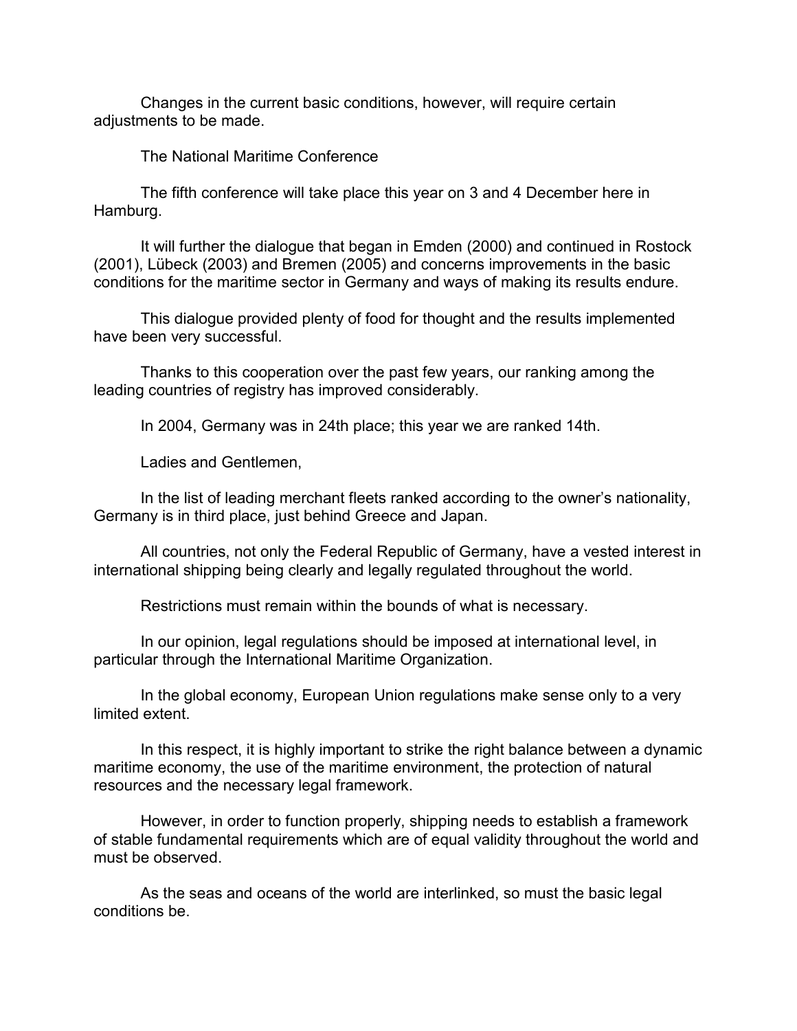Changes in the current basic conditions, however, will require certain adjustments to be made.

## The National Maritime Conference

The fifth conference will take place this year on 3 and 4 December here in Hamburg.

It will further the dialogue that began in Emden (2000) and continued in Rostock (2001), Lübeck (2003) and Bremen (2005) and concerns improvements in the basic conditions for the maritime sector in Germany and ways of making its results endure.

This dialogue provided plenty of food for thought and the results implemented have been very successful.

Thanks to this cooperation over the past few years, our ranking among the leading countries of registry has improved considerably.

In 2004, Germany was in 24th place; this year we are ranked 14th.

Ladies and Gentlemen,

In the list of leading merchant fleets ranked according to the owner's nationality, Germany is in third place, just behind Greece and Japan.

All countries, not only the Federal Republic of Germany, have a vested interest in international shipping being clearly and legally regulated throughout the world.

Restrictions must remain within the bounds of what is necessary.

In our opinion, legal regulations should be imposed at international level, in particular through the International Maritime Organization.

In the global economy, European Union regulations make sense only to a very limited extent.

In this respect, it is highly important to strike the right balance between a dynamic maritime economy, the use of the maritime environment, the protection of natural resources and the necessary legal framework.

However, in order to function properly, shipping needs to establish a framework of stable fundamental requirements which are of equal validity throughout the world and must be observed.

As the seas and oceans of the world are interlinked, so must the basic legal conditions be.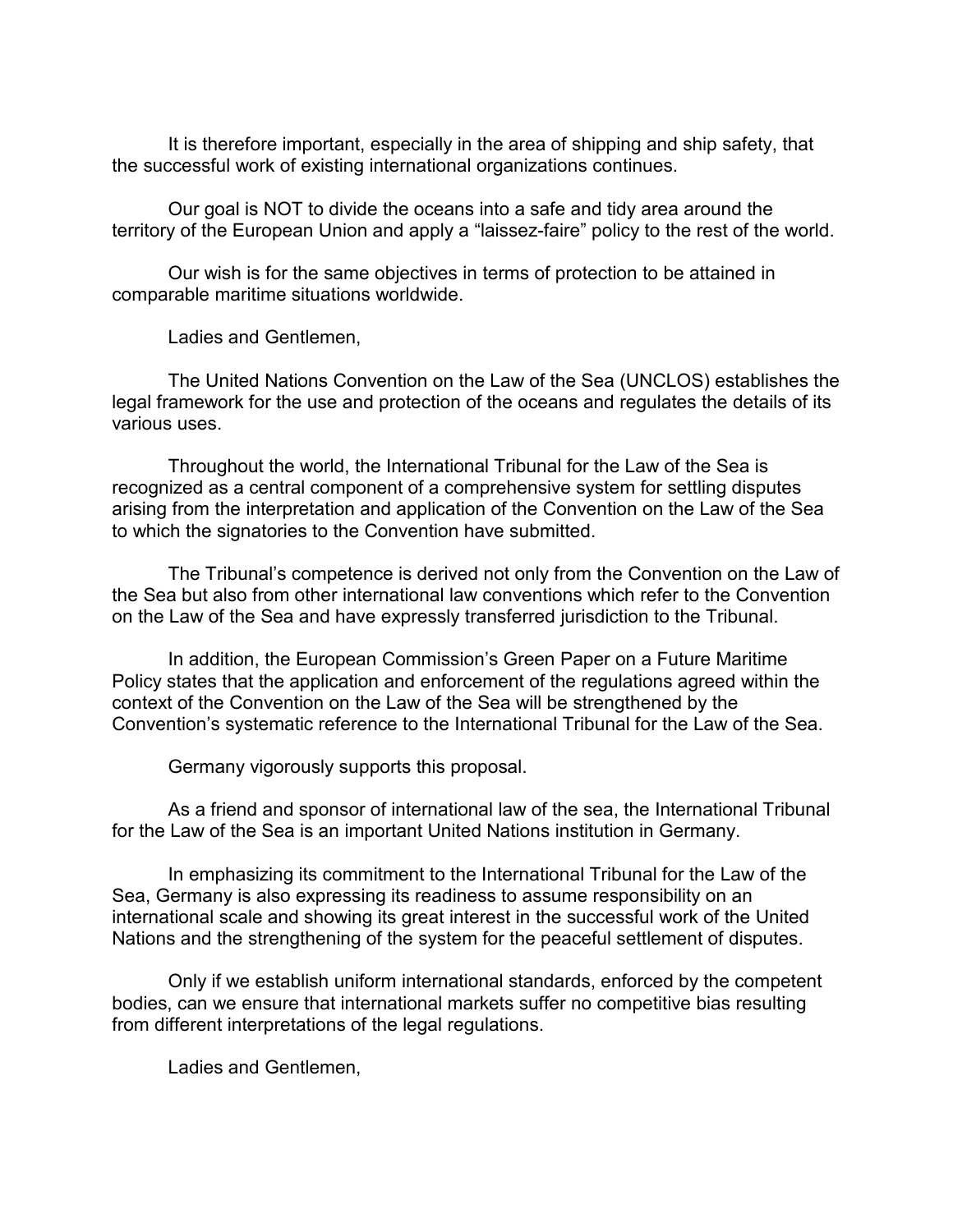It is therefore important, especially in the area of shipping and ship safety, that the successful work of existing international organizations continues.

Our goal is NOT to divide the oceans into a safe and tidy area around the territory of the European Union and apply a “laissez-faire” policy to the rest of the world.

Our wish is for the same objectives in terms of protection to be attained in comparable maritime situations worldwide.

Ladies and Gentlemen,

The United Nations Convention on the Law of the Sea (UNCLOS) establishes the legal framework for the use and protection of the oceans and regulates the details of its various uses.

Throughout the world, the International Tribunal for the Law of the Sea is recognized as a central component of a comprehensive system for settling disputes arising from the interpretation and application of the Convention on the Law of the Sea to which the signatories to the Convention have submitted.

The Tribunal’s competence is derived not only from the Convention on the Law of the Sea but also from other international law conventions which refer to the Convention on the Law of the Sea and have expressly transferred jurisdiction to the Tribunal.

In addition, the European Commission’s Green Paper on a Future Maritime Policy states that the application and enforcement of the regulations agreed within the context of the Convention on the Law of the Sea will be strengthened by the Convention’s systematic reference to the International Tribunal for the Law of the Sea.

Germany vigorously supports this proposal.

As a friend and sponsor of international law of the sea, the International Tribunal for the Law of the Sea is an important United Nations institution in Germany.

In emphasizing its commitment to the International Tribunal for the Law of the Sea, Germany is also expressing its readiness to assume responsibility on an international scale and showing its great interest in the successful work of the United Nations and the strengthening of the system for the peaceful settlement of disputes.

Only if we establish uniform international standards, enforced by the competent bodies, can we ensure that international markets suffer no competitive bias resulting from different interpretations of the legal regulations.

Ladies and Gentlemen,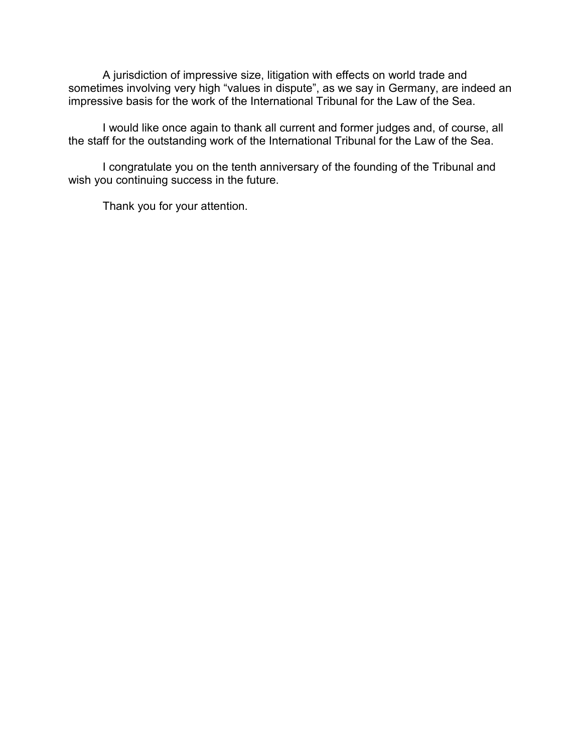A jurisdiction of impressive size, litigation with effects on world trade and sometimes involving very high "values in dispute", as we say in Germany, are indeed an impressive basis for the work of the International Tribunal for the Law of the Sea.

I would like once again to thank all current and former judges and, of course, all the staff for the outstanding work of the International Tribunal for the Law of the Sea.

I congratulate you on the tenth anniversary of the founding of the Tribunal and wish you continuing success in the future.

Thank you for your attention.